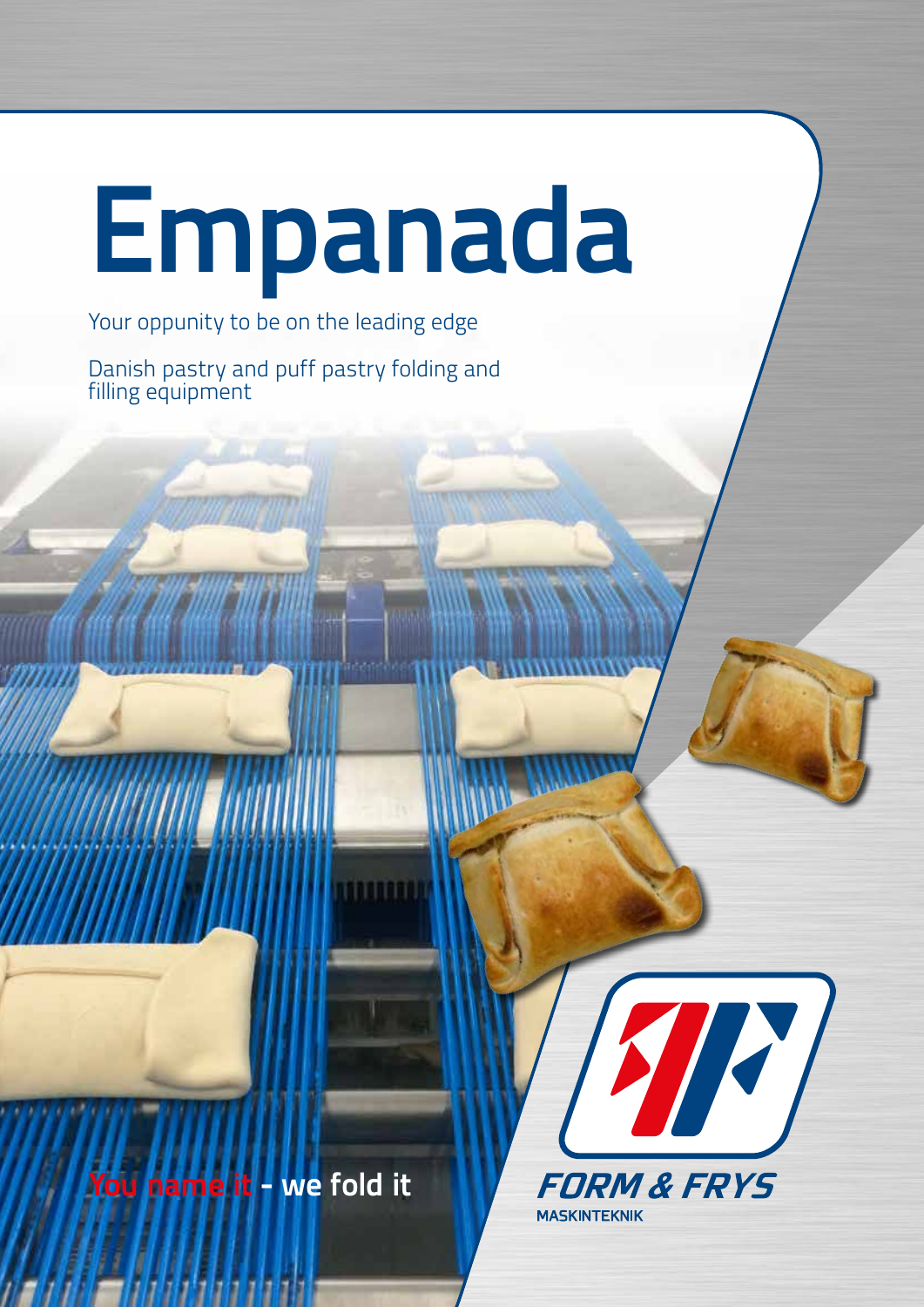# Empanada

Your oppunity to be on the leading edge

Danish pastry and puff pastry folding and filling equipment

You name it - we fold it

FORM & FRYS

MASKINTEKNIK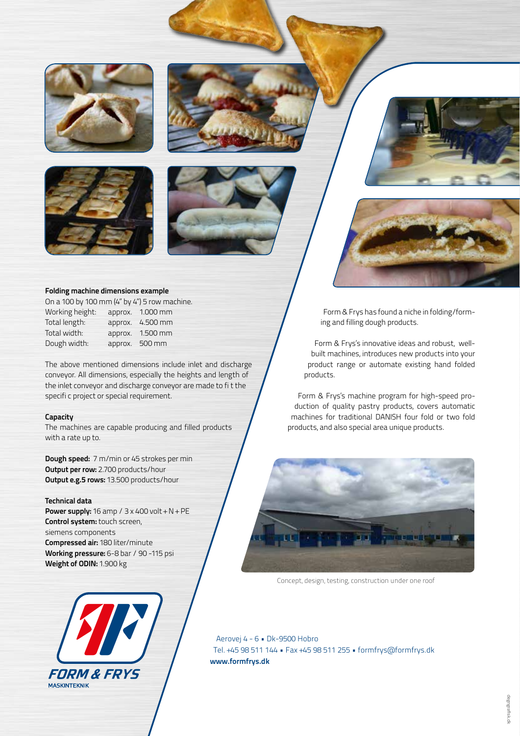**Folding machine dimensions example**

On a 100 by 100 mm (4" by 4") 5 row machine.

| | | |
|---|---|---|
| Working height: | approx. | 1.000 mm |
| Total length: | approx. | 4.500 mm |
| Total width: | approx. | 1.500 mm |
| Dough width: | approx. | 500 mm |

The above mentioned dimensions include inlet and discharge conveyor. All dimensions, especially the heights and length of the inlet conveyor and discharge conveyor are made to fi t the specifi c project or special requirement.

**Capacity**

The machines are capable producing and filled products with a rate up to.

**Dough speed:** 7 m/min or 45 strokes per min
**Output per row:** 2.700 products/hour
**Output e.g.5 rows:** 13.500 products/hour

**Technical data**

**Power supply:** 16 amp / 3 x 400 volt + N + PE
**Control system:** touch screen, siemens components
**Compressed air:** 180 liter/minute
**Working pressure:** 6-8 bar / 90 -115 psi
**Weight of ODIN:** 1.900 kg

FORM & FRYS
MASKINTEKNIK

Form & Frys has found a niche in folding/forming and filling dough products.

Form & Frys's innovative ideas and robust, well-built machines, introduces new products into your product range or automate existing hand folded products.

Form & Frys's machine program for high-speed production of quality pastry products, covers automatic machines for traditional DANISH four fold or two fold products, and also special area unique products.

Concept, design, testing, construction under one roof

Aerovej 4 - 6 ▪ Dk-9500 Hobro
Tel. +45 98 511 144 ▪ Fax +45 98 511 255 ▪ formfrys@formfrys.dk
**www.formfrys.dk**